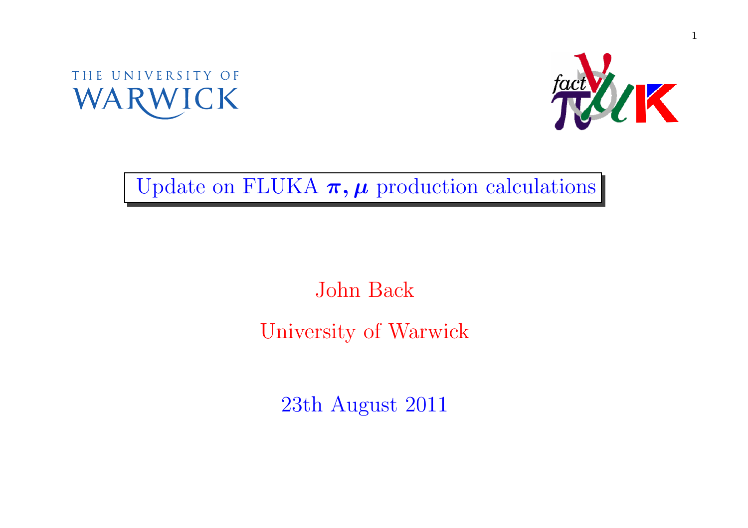# Update on FLUKA $\boldsymbol{\pi}, \boldsymbol{\mu}$ production calculations

John Back

University of Warwick

23th August 2011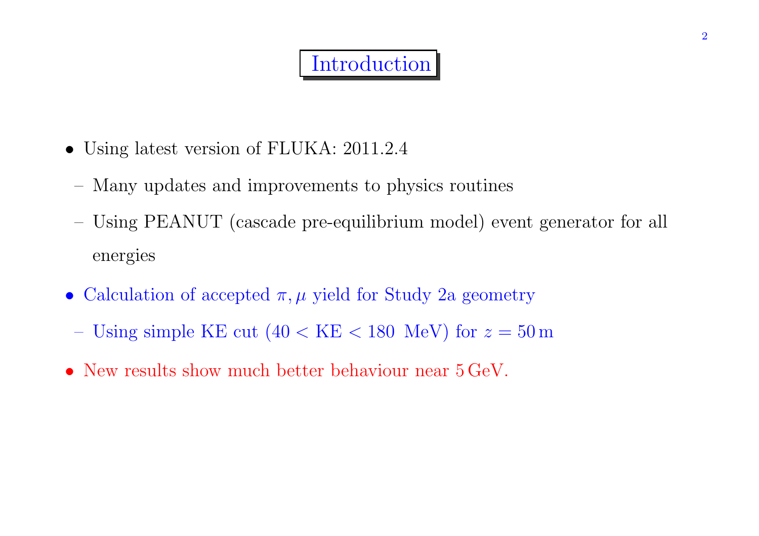# Introduction

- Using latest version of FLUKA: 2011.2.4
  - Many updates and improvements to physics routines
  - Using PEANUT (cascade pre-equilibrium model) event generator for all energies
- Calculation of accepted $\pi, \mu$ yield for Study 2a geometry
  - Using simple KE cut ($40 < \mathrm{KE} < 180$ MeV) for $z = 50\,\mathrm{m}$
- New results show much better behaviour near $5\,\mathrm{GeV}$.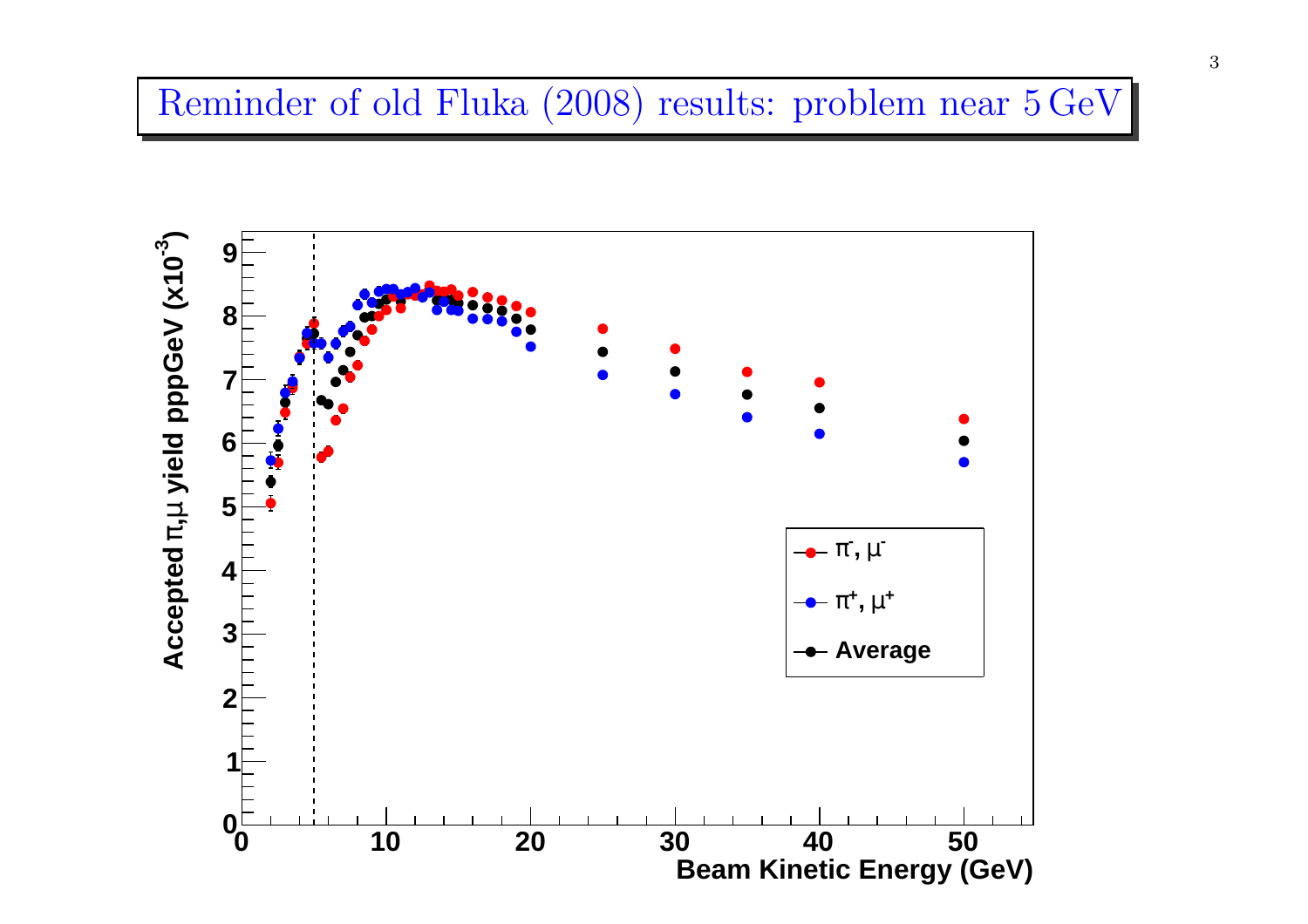# Reminder of old Fluka (2008) results: problem near 5 GeV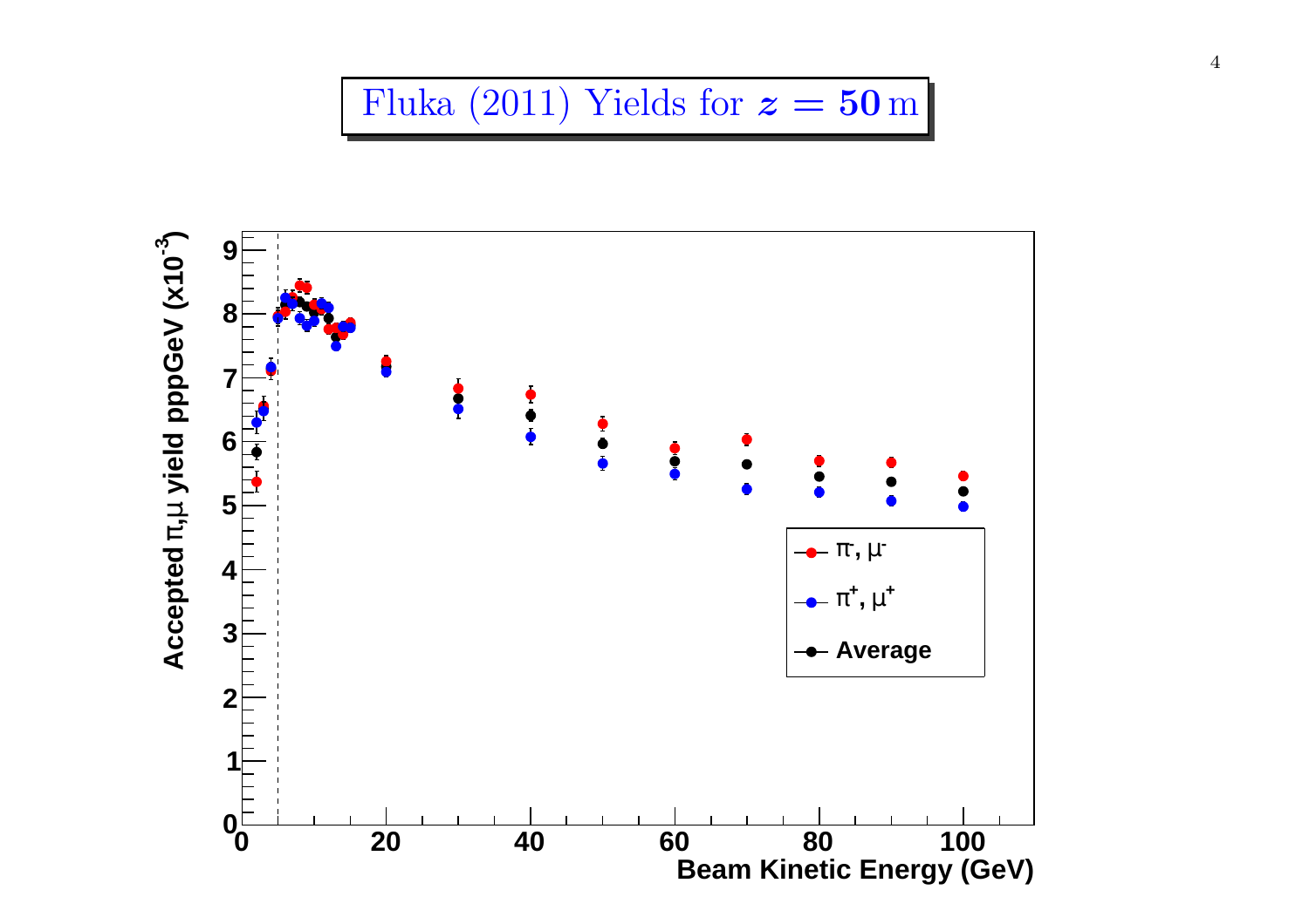# Fluka (2011) Yields for $z = 50$ m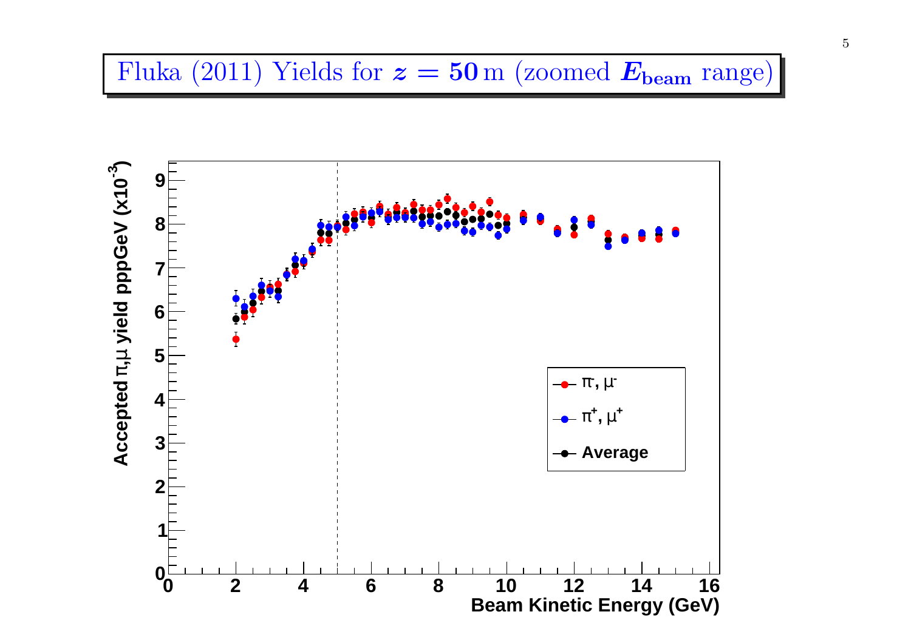# Fluka (2011) Yields for $z = 50$ m (zoomed $E_{\mathrm{beam}}$ range)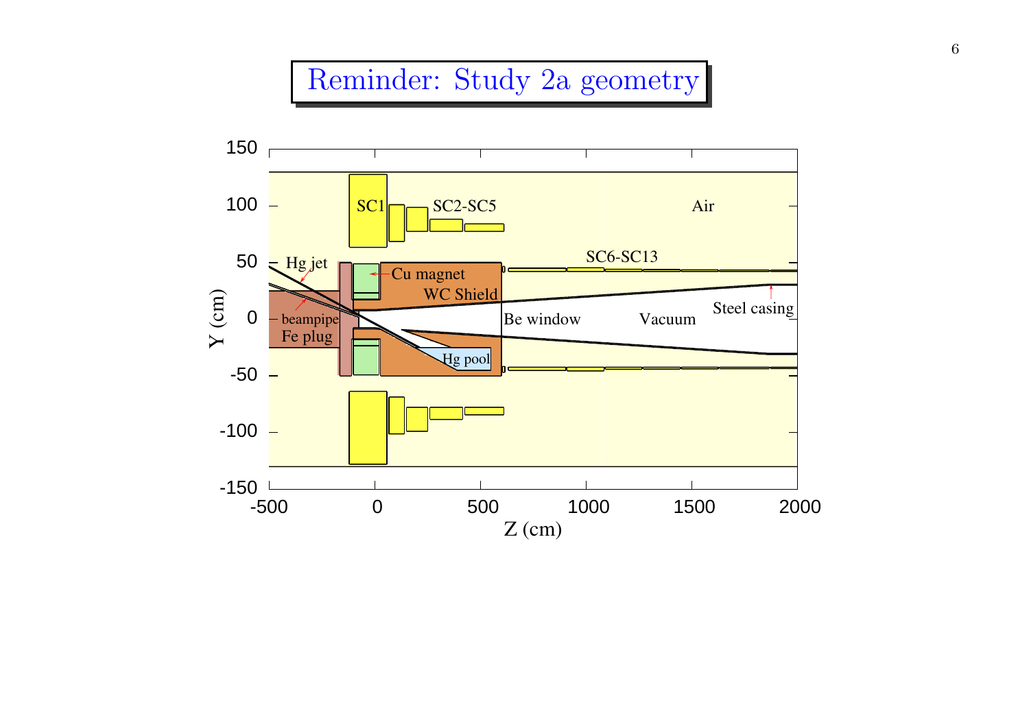# Reminder: Study 2a geometry

150
100
50
0
-50
-100
-150

Y (cm)

-500
0
500
1000
1500
2000

Z (cm)

SC1
SC2-SC5
Air
Hg jet
Cu magnet
WC Shield
SC6-SC13
beampipe
Fe plug
Be window
Vacuum
Steel casing
Hg pool